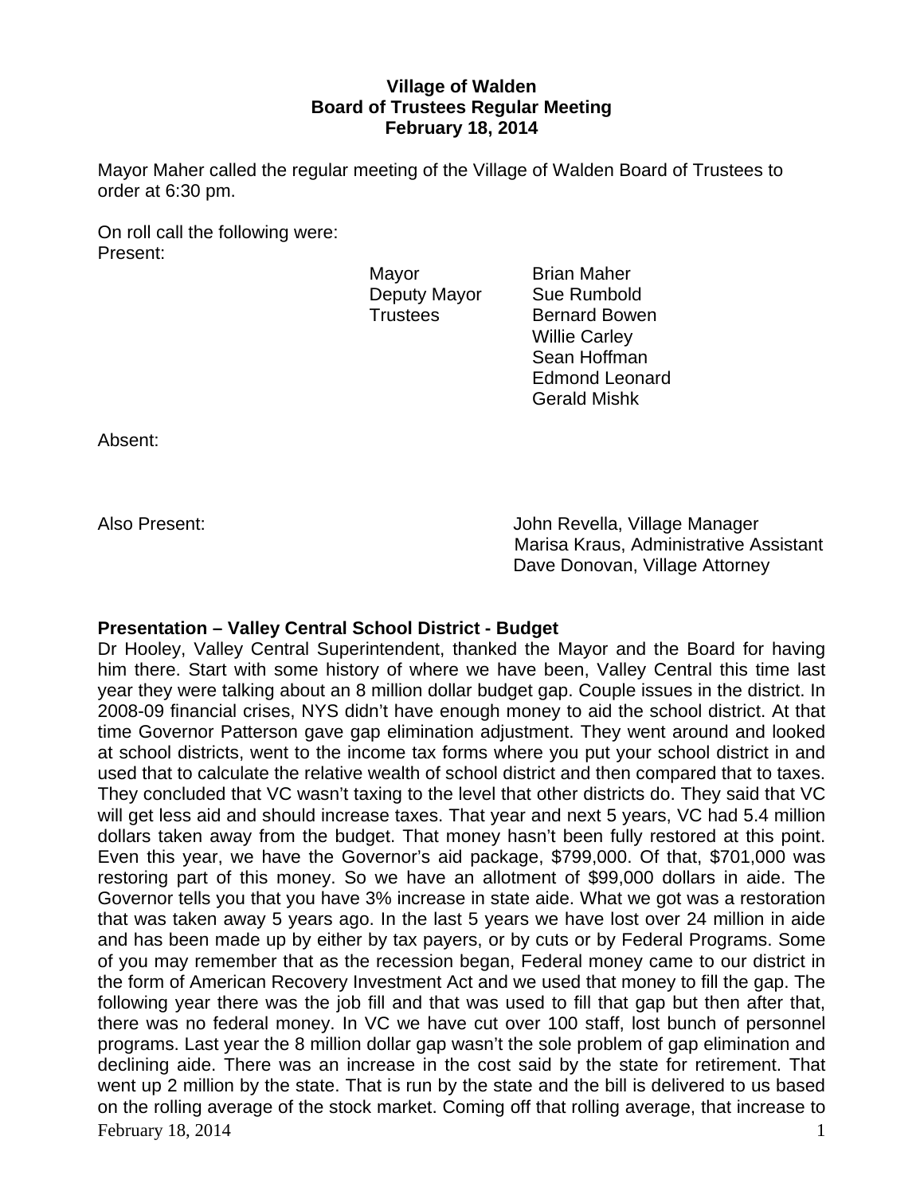**Village of Walden**
**Board of Trustees Regular Meeting**
**February 18, 2014**

Mayor Maher called the regular meeting of the Village of Walden Board of Trustees to order at 6:30 pm.

On roll call the following were:
Present:

| | |
|---|---|
| Mayor | Brian Maher |
| Deputy Mayor | Sue Rumbold |
| Trustees | Bernard Bowen |
| | Willie Carley |
| | Sean Hoffman |
| | Edmond Leonard |
| | Gerald Mishk |

Absent:

Also Present:
John Revella, Village Manager
Marisa Kraus, Administrative Assistant
Dave Donovan, Village Attorney

**Presentation – Valley Central School District - Budget**

Dr Hooley, Valley Central Superintendent, thanked the Mayor and the Board for having him there. Start with some history of where we have been, Valley Central this time last year they were talking about an 8 million dollar budget gap. Couple issues in the district. In 2008-09 financial crises, NYS didn't have enough money to aid the school district. At that time Governor Patterson gave gap elimination adjustment. They went around and looked at school districts, went to the income tax forms where you put your school district in and used that to calculate the relative wealth of school district and then compared that to taxes. They concluded that VC wasn't taxing to the level that other districts do. They said that VC will get less aid and should increase taxes. That year and next 5 years, VC had 5.4 million dollars taken away from the budget. That money hasn't been fully restored at this point. Even this year, we have the Governor's aid package, $799,000. Of that, $701,000 was restoring part of this money. So we have an allotment of $99,000 dollars in aide. The Governor tells you that you have 3% increase in state aide. What we got was a restoration that was taken away 5 years ago. In the last 5 years we have lost over 24 million in aide and has been made up by either by tax payers, or by cuts or by Federal Programs. Some of you may remember that as the recession began, Federal money came to our district in the form of American Recovery Investment Act and we used that money to fill the gap. The following year there was the job fill and that was used to fill that gap but then after that, there was no federal money. In VC we have cut over 100 staff, lost bunch of personnel programs. Last year the 8 million dollar gap wasn't the sole problem of gap elimination and declining aide. There was an increase in the cost said by the state for retirement. That went up 2 million by the state. That is run by the state and the bill is delivered to us based on the rolling average of the stock market. Coming off that rolling average, that increase to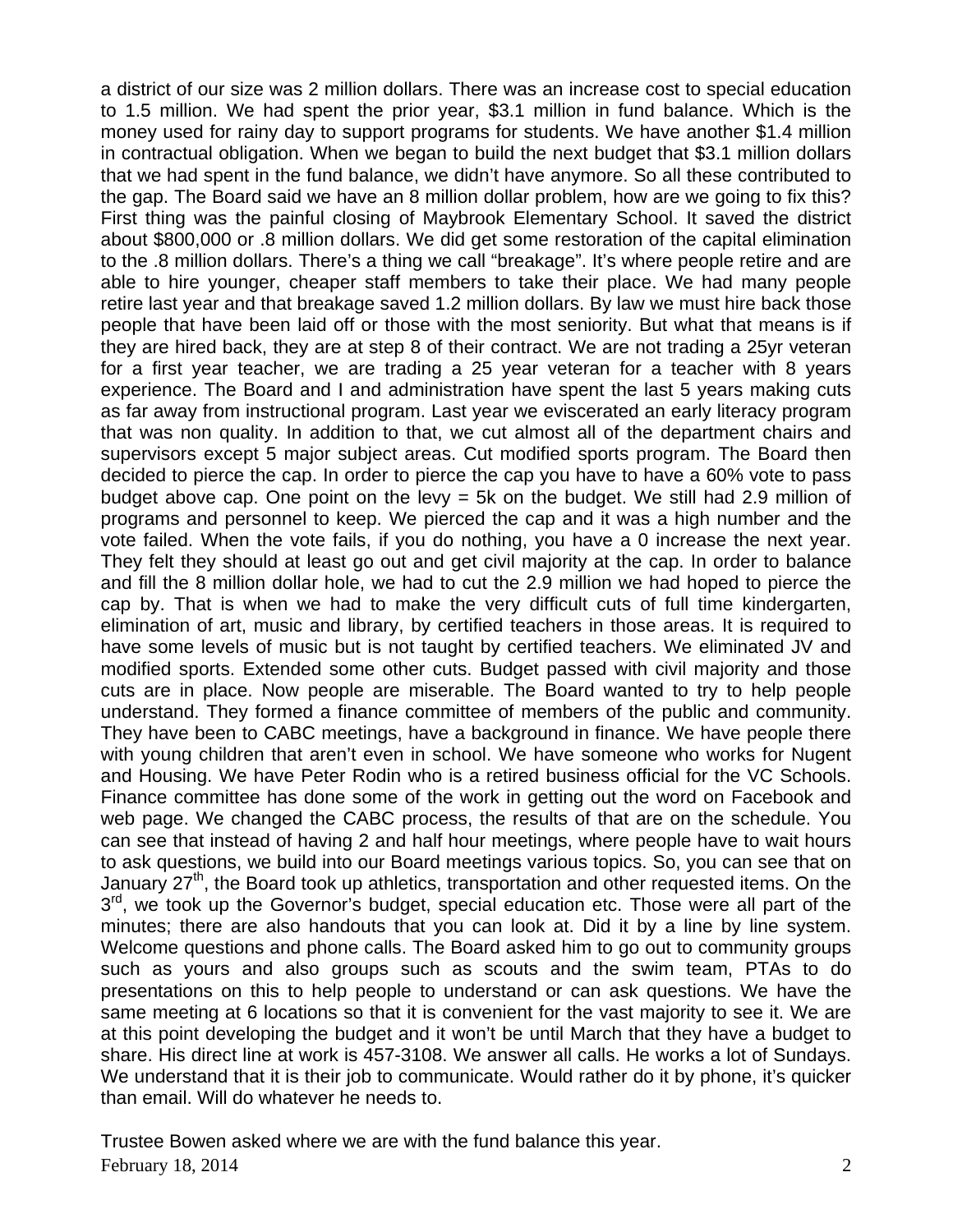a district of our size was 2 million dollars. There was an increase cost to special education to 1.5 million. We had spent the prior year, $3.1 million in fund balance. Which is the money used for rainy day to support programs for students. We have another $1.4 million in contractual obligation. When we began to build the next budget that $3.1 million dollars that we had spent in the fund balance, we didn't have anymore. So all these contributed to the gap. The Board said we have an 8 million dollar problem, how are we going to fix this? First thing was the painful closing of Maybrook Elementary School. It saved the district about $800,000 or .8 million dollars. We did get some restoration of the capital elimination to the .8 million dollars. There's a thing we call "breakage". It's where people retire and are able to hire younger, cheaper staff members to take their place. We had many people retire last year and that breakage saved 1.2 million dollars. By law we must hire back those people that have been laid off or those with the most seniority. But what that means is if they are hired back, they are at step 8 of their contract. We are not trading a 25yr veteran for a first year teacher, we are trading a 25 year veteran for a teacher with 8 years experience. The Board and I and administration have spent the last 5 years making cuts as far away from instructional program. Last year we eviscerated an early literacy program that was non quality. In addition to that, we cut almost all of the department chairs and supervisors except 5 major subject areas. Cut modified sports program. The Board then decided to pierce the cap. In order to pierce the cap you have to have a 60% vote to pass budget above cap. One point on the levy = 5k on the budget. We still had 2.9 million of programs and personnel to keep. We pierced the cap and it was a high number and the vote failed. When the vote fails, if you do nothing, you have a 0 increase the next year. They felt they should at least go out and get civil majority at the cap. In order to balance and fill the 8 million dollar hole, we had to cut the 2.9 million we had hoped to pierce the cap by. That is when we had to make the very difficult cuts of full time kindergarten, elimination of art, music and library, by certified teachers in those areas. It is required to have some levels of music but is not taught by certified teachers. We eliminated JV and modified sports. Extended some other cuts. Budget passed with civil majority and those cuts are in place. Now people are miserable. The Board wanted to try to help people understand. They formed a finance committee of members of the public and community. They have been to CABC meetings, have a background in finance. We have people there with young children that aren't even in school. We have someone who works for Nugent and Housing. We have Peter Rodin who is a retired business official for the VC Schools. Finance committee has done some of the work in getting out the word on Facebook and web page. We changed the CABC process, the results of that are on the schedule. You can see that instead of having 2 and half hour meetings, where people have to wait hours to ask questions, we build into our Board meetings various topics. So, you can see that on January 27th, the Board took up athletics, transportation and other requested items. On the 3rd, we took up the Governor's budget, special education etc. Those were all part of the minutes; there are also handouts that you can look at. Did it by a line by line system. Welcome questions and phone calls. The Board asked him to go out to community groups such as yours and also groups such as scouts and the swim team, PTAs to do presentations on this to help people to understand or can ask questions. We have the same meeting at 6 locations so that it is convenient for the vast majority to see it. We are at this point developing the budget and it won't be until March that they have a budget to share. His direct line at work is 457-3108. We answer all calls. He works a lot of Sundays. We understand that it is their job to communicate. Would rather do it by phone, it's quicker than email. Will do whatever he needs to.

Trustee Bowen asked where we are with the fund balance this year.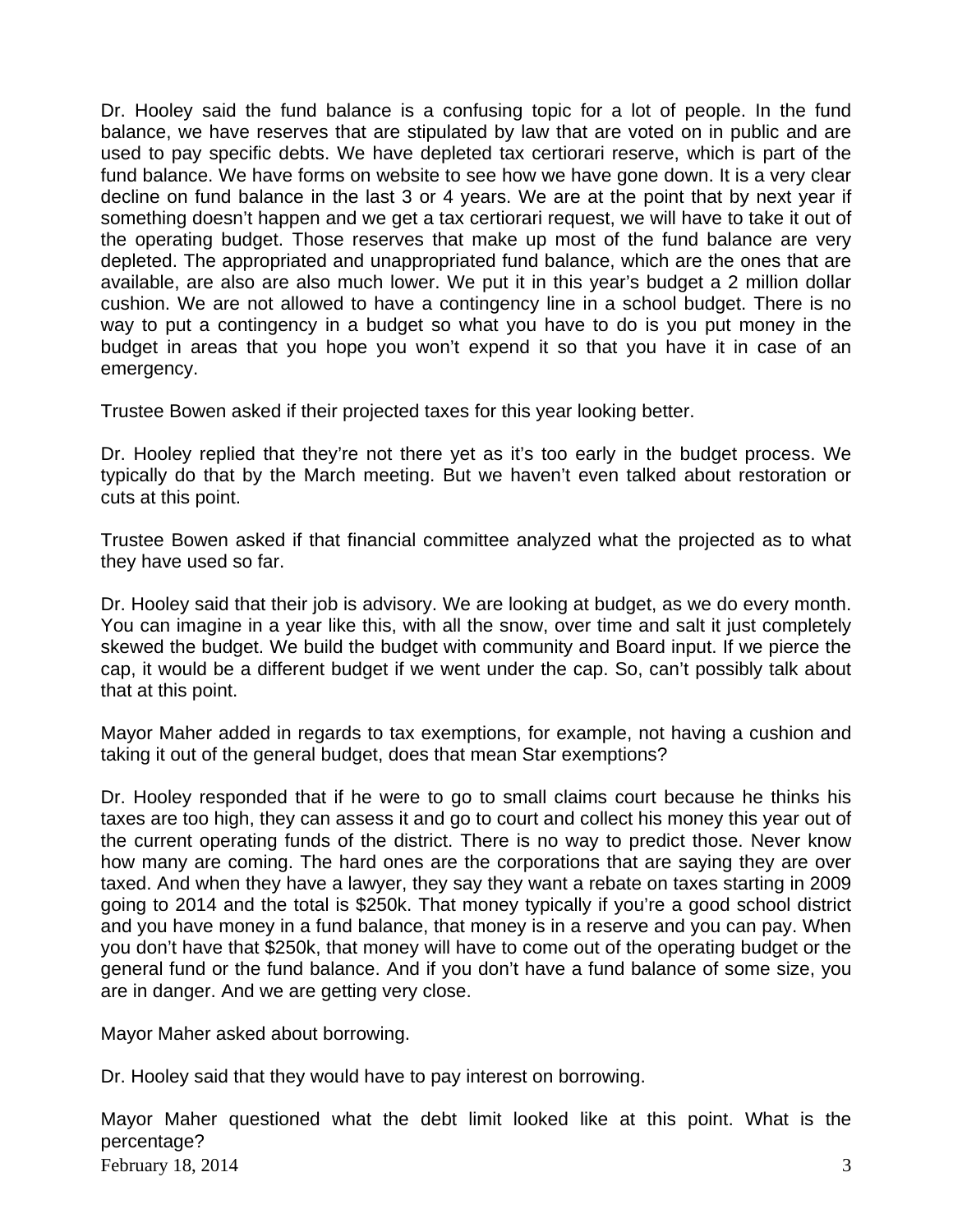Dr. Hooley said the fund balance is a confusing topic for a lot of people. In the fund balance, we have reserves that are stipulated by law that are voted on in public and are used to pay specific debts. We have depleted tax certiorari reserve, which is part of the fund balance. We have forms on website to see how we have gone down. It is a very clear decline on fund balance in the last 3 or 4 years. We are at the point that by next year if something doesn't happen and we get a tax certiorari request, we will have to take it out of the operating budget. Those reserves that make up most of the fund balance are very depleted. The appropriated and unappropriated fund balance, which are the ones that are available, are also are also much lower. We put it in this year's budget a 2 million dollar cushion. We are not allowed to have a contingency line in a school budget. There is no way to put a contingency in a budget so what you have to do is you put money in the budget in areas that you hope you won't expend it so that you have it in case of an emergency.

Trustee Bowen asked if their projected taxes for this year looking better.

Dr. Hooley replied that they're not there yet as it's too early in the budget process. We typically do that by the March meeting. But we haven't even talked about restoration or cuts at this point.

Trustee Bowen asked if that financial committee analyzed what the projected as to what they have used so far.

Dr. Hooley said that their job is advisory. We are looking at budget, as we do every month. You can imagine in a year like this, with all the snow, over time and salt it just completely skewed the budget. We build the budget with community and Board input. If we pierce the cap, it would be a different budget if we went under the cap. So, can't possibly talk about that at this point.

Mayor Maher added in regards to tax exemptions, for example, not having a cushion and taking it out of the general budget, does that mean Star exemptions?

Dr. Hooley responded that if he were to go to small claims court because he thinks his taxes are too high, they can assess it and go to court and collect his money this year out of the current operating funds of the district. There is no way to predict those. Never know how many are coming. The hard ones are the corporations that are saying they are over taxed. And when they have a lawyer, they say they want a rebate on taxes starting in 2009 going to 2014 and the total is $250k. That money typically if you're a good school district and you have money in a fund balance, that money is in a reserve and you can pay. When you don't have that $250k, that money will have to come out of the operating budget or the general fund or the fund balance. And if you don't have a fund balance of some size, you are in danger. And we are getting very close.

Mayor Maher asked about borrowing.

Dr. Hooley said that they would have to pay interest on borrowing.

Mayor Maher questioned what the debt limit looked like at this point. What is the percentage?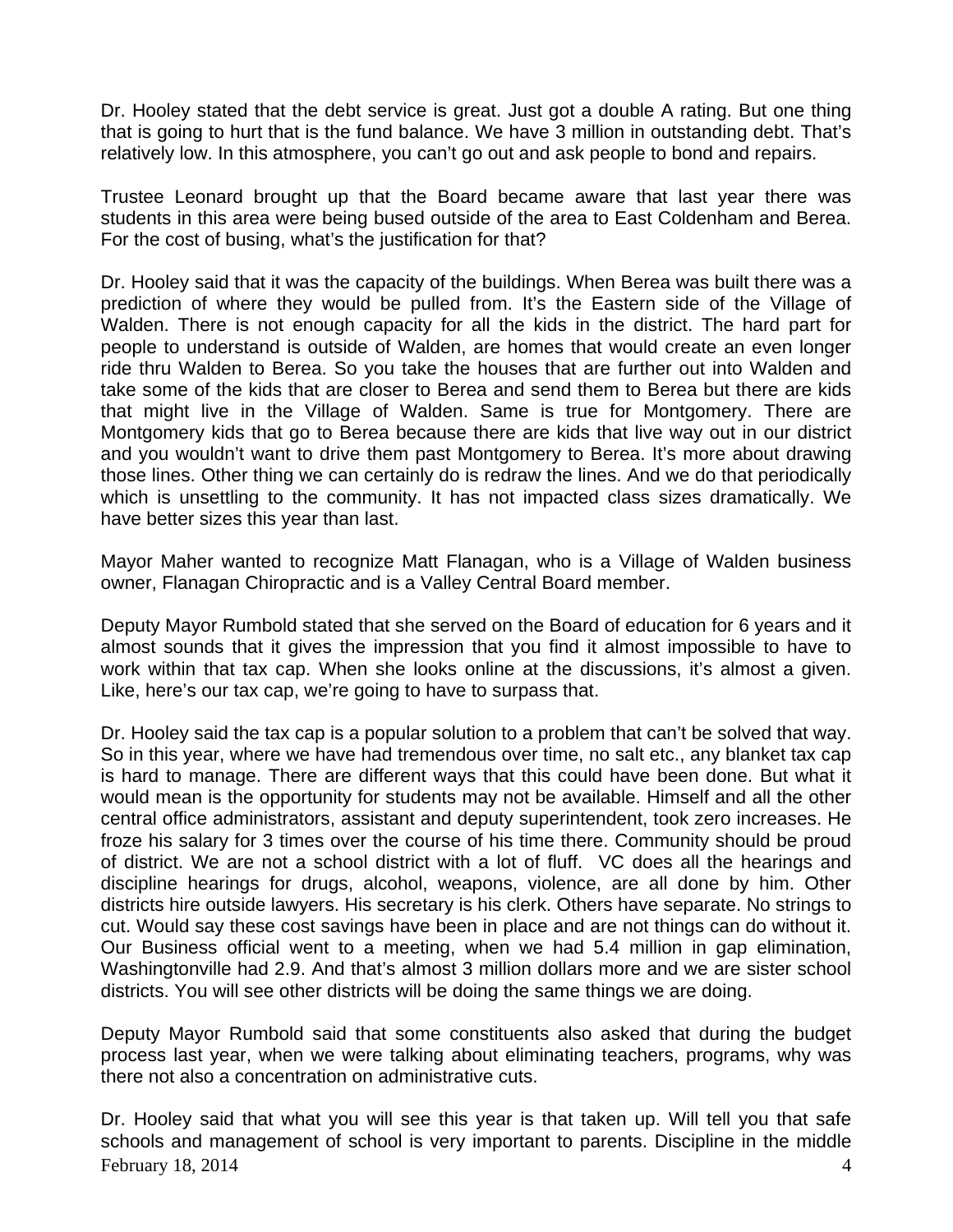Dr. Hooley stated that the debt service is great. Just got a double A rating. But one thing that is going to hurt that is the fund balance. We have 3 million in outstanding debt. That's relatively low. In this atmosphere, you can't go out and ask people to bond and repairs.

Trustee Leonard brought up that the Board became aware that last year there was students in this area were being bused outside of the area to East Coldenham and Berea. For the cost of busing, what's the justification for that?

Dr. Hooley said that it was the capacity of the buildings. When Berea was built there was a prediction of where they would be pulled from. It's the Eastern side of the Village of Walden. There is not enough capacity for all the kids in the district. The hard part for people to understand is outside of Walden, are homes that would create an even longer ride thru Walden to Berea. So you take the houses that are further out into Walden and take some of the kids that are closer to Berea and send them to Berea but there are kids that might live in the Village of Walden. Same is true for Montgomery. There are Montgomery kids that go to Berea because there are kids that live way out in our district and you wouldn't want to drive them past Montgomery to Berea. It's more about drawing those lines. Other thing we can certainly do is redraw the lines. And we do that periodically which is unsettling to the community. It has not impacted class sizes dramatically. We have better sizes this year than last.

Mayor Maher wanted to recognize Matt Flanagan, who is a Village of Walden business owner, Flanagan Chiropractic and is a Valley Central Board member.

Deputy Mayor Rumbold stated that she served on the Board of education for 6 years and it almost sounds that it gives the impression that you find it almost impossible to have to work within that tax cap. When she looks online at the discussions, it's almost a given. Like, here's our tax cap, we're going to have to surpass that.

Dr. Hooley said the tax cap is a popular solution to a problem that can't be solved that way. So in this year, where we have had tremendous over time, no salt etc., any blanket tax cap is hard to manage. There are different ways that this could have been done. But what it would mean is the opportunity for students may not be available. Himself and all the other central office administrators, assistant and deputy superintendent, took zero increases. He froze his salary for 3 times over the course of his time there. Community should be proud of district. We are not a school district with a lot of fluff. VC does all the hearings and discipline hearings for drugs, alcohol, weapons, violence, are all done by him. Other districts hire outside lawyers. His secretary is his clerk. Others have separate. No strings to cut. Would say these cost savings have been in place and are not things can do without it. Our Business official went to a meeting, when we had 5.4 million in gap elimination, Washingtonville had 2.9. And that's almost 3 million dollars more and we are sister school districts. You will see other districts will be doing the same things we are doing.

Deputy Mayor Rumbold said that some constituents also asked that during the budget process last year, when we were talking about eliminating teachers, programs, why was there not also a concentration on administrative cuts.

Dr. Hooley said that what you will see this year is that taken up. Will tell you that safe schools and management of school is very important to parents. Discipline in the middle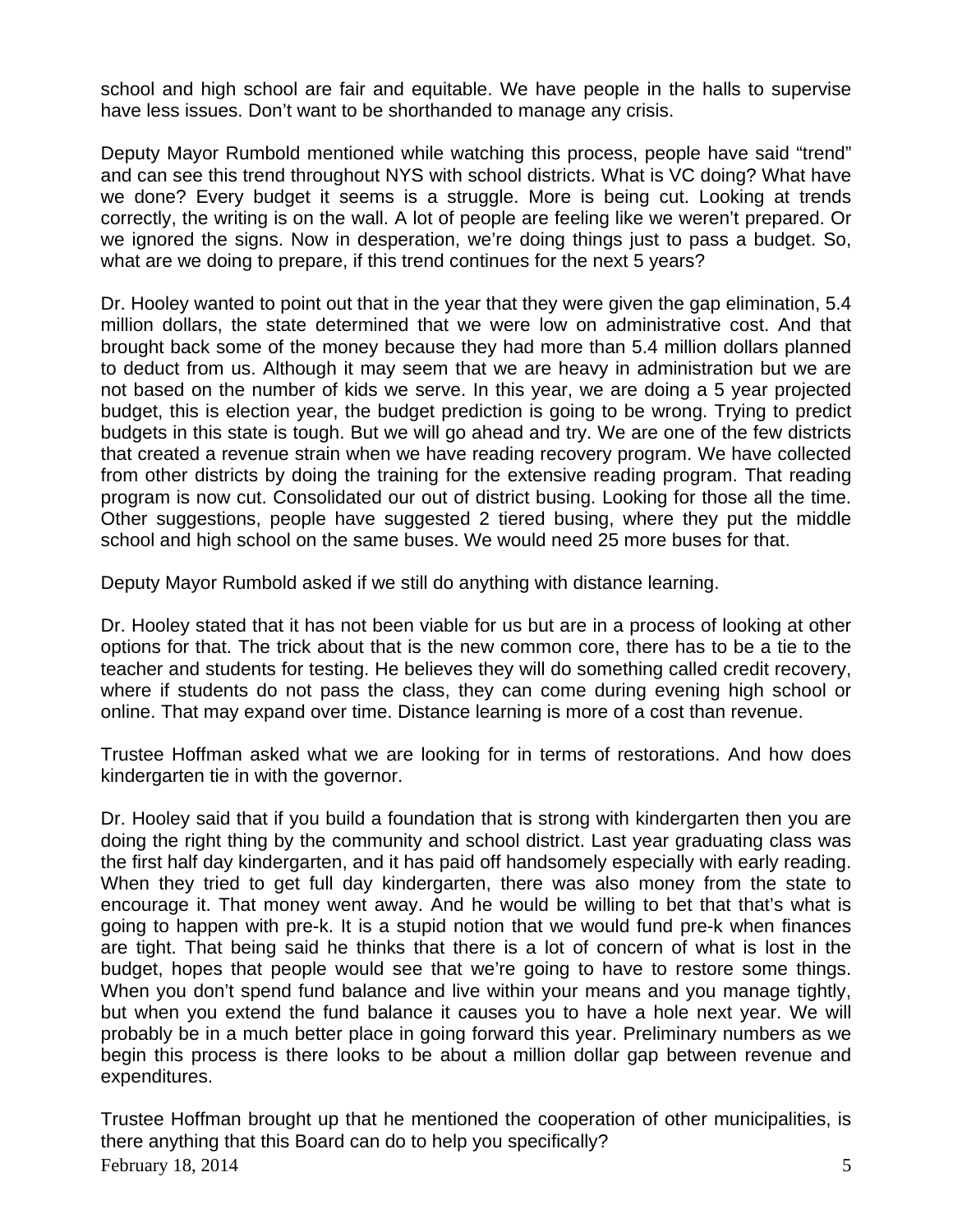school and high school are fair and equitable. We have people in the halls to supervise have less issues. Don't want to be shorthanded to manage any crisis.

Deputy Mayor Rumbold mentioned while watching this process, people have said "trend" and can see this trend throughout NYS with school districts. What is VC doing? What have we done? Every budget it seems is a struggle. More is being cut. Looking at trends correctly, the writing is on the wall. A lot of people are feeling like we weren't prepared. Or we ignored the signs. Now in desperation, we're doing things just to pass a budget. So, what are we doing to prepare, if this trend continues for the next 5 years?

Dr. Hooley wanted to point out that in the year that they were given the gap elimination, 5.4 million dollars, the state determined that we were low on administrative cost. And that brought back some of the money because they had more than 5.4 million dollars planned to deduct from us. Although it may seem that we are heavy in administration but we are not based on the number of kids we serve. In this year, we are doing a 5 year projected budget, this is election year, the budget prediction is going to be wrong. Trying to predict budgets in this state is tough. But we will go ahead and try. We are one of the few districts that created a revenue strain when we have reading recovery program. We have collected from other districts by doing the training for the extensive reading program. That reading program is now cut. Consolidated our out of district busing. Looking for those all the time. Other suggestions, people have suggested 2 tiered busing, where they put the middle school and high school on the same buses. We would need 25 more buses for that.

Deputy Mayor Rumbold asked if we still do anything with distance learning.

Dr. Hooley stated that it has not been viable for us but are in a process of looking at other options for that. The trick about that is the new common core, there has to be a tie to the teacher and students for testing. He believes they will do something called credit recovery, where if students do not pass the class, they can come during evening high school or online. That may expand over time. Distance learning is more of a cost than revenue.

Trustee Hoffman asked what we are looking for in terms of restorations. And how does kindergarten tie in with the governor.

Dr. Hooley said that if you build a foundation that is strong with kindergarten then you are doing the right thing by the community and school district. Last year graduating class was the first half day kindergarten, and it has paid off handsomely especially with early reading. When they tried to get full day kindergarten, there was also money from the state to encourage it. That money went away. And he would be willing to bet that that's what is going to happen with pre-k. It is a stupid notion that we would fund pre-k when finances are tight. That being said he thinks that there is a lot of concern of what is lost in the budget, hopes that people would see that we're going to have to restore some things. When you don't spend fund balance and live within your means and you manage tightly, but when you extend the fund balance it causes you to have a hole next year. We will probably be in a much better place in going forward this year. Preliminary numbers as we begin this process is there looks to be about a million dollar gap between revenue and expenditures.

Trustee Hoffman brought up that he mentioned the cooperation of other municipalities, is there anything that this Board can do to help you specifically?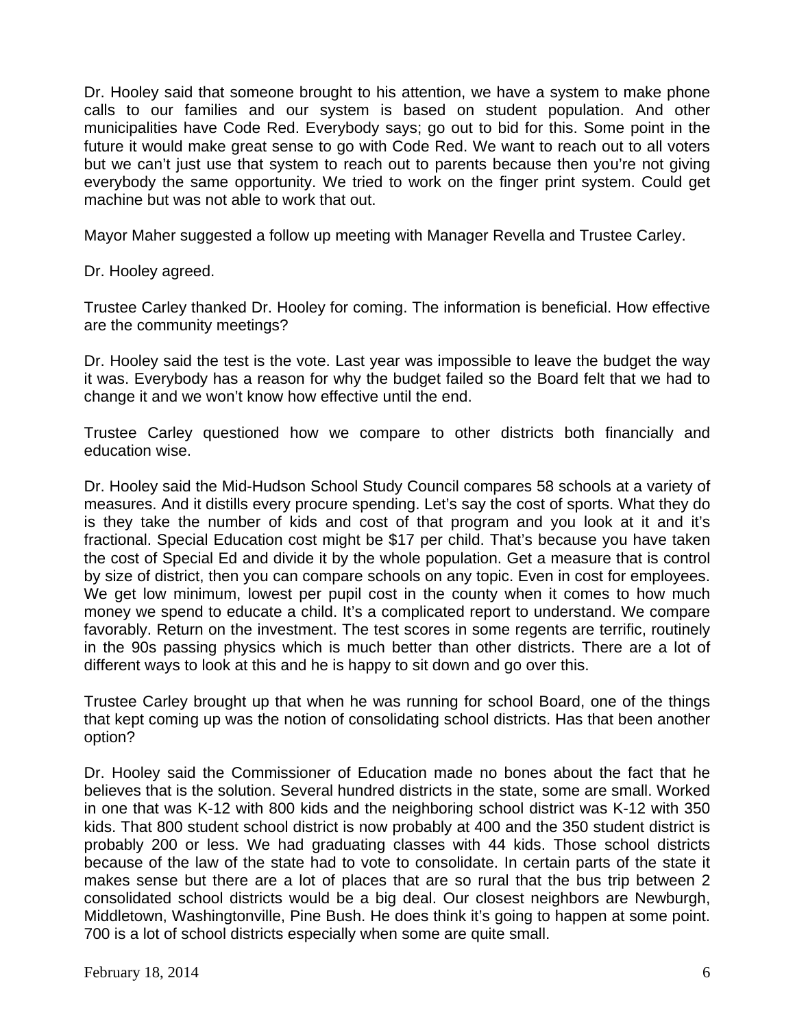Dr. Hooley said that someone brought to his attention, we have a system to make phone calls to our families and our system is based on student population. And other municipalities have Code Red. Everybody says; go out to bid for this. Some point in the future it would make great sense to go with Code Red. We want to reach out to all voters but we can't just use that system to reach out to parents because then you're not giving everybody the same opportunity. We tried to work on the finger print system. Could get machine but was not able to work that out.

Mayor Maher suggested a follow up meeting with Manager Revella and Trustee Carley.

Dr. Hooley agreed.

Trustee Carley thanked Dr. Hooley for coming. The information is beneficial. How effective are the community meetings?

Dr. Hooley said the test is the vote. Last year was impossible to leave the budget the way it was. Everybody has a reason for why the budget failed so the Board felt that we had to change it and we won't know how effective until the end.

Trustee Carley questioned how we compare to other districts both financially and education wise.

Dr. Hooley said the Mid-Hudson School Study Council compares 58 schools at a variety of measures. And it distills every procure spending. Let's say the cost of sports. What they do is they take the number of kids and cost of that program and you look at it and it's fractional. Special Education cost might be $17 per child. That's because you have taken the cost of Special Ed and divide it by the whole population. Get a measure that is control by size of district, then you can compare schools on any topic. Even in cost for employees. We get low minimum, lowest per pupil cost in the county when it comes to how much money we spend to educate a child. It's a complicated report to understand. We compare favorably. Return on the investment. The test scores in some regents are terrific, routinely in the 90s passing physics which is much better than other districts. There are a lot of different ways to look at this and he is happy to sit down and go over this.

Trustee Carley brought up that when he was running for school Board, one of the things that kept coming up was the notion of consolidating school districts. Has that been another option?

Dr. Hooley said the Commissioner of Education made no bones about the fact that he believes that is the solution. Several hundred districts in the state, some are small. Worked in one that was K-12 with 800 kids and the neighboring school district was K-12 with 350 kids. That 800 student school district is now probably at 400 and the 350 student district is probably 200 or less. We had graduating classes with 44 kids. Those school districts because of the law of the state had to vote to consolidate. In certain parts of the state it makes sense but there are a lot of places that are so rural that the bus trip between 2 consolidated school districts would be a big deal. Our closest neighbors are Newburgh, Middletown, Washingtonville, Pine Bush. He does think it's going to happen at some point. 700 is a lot of school districts especially when some are quite small.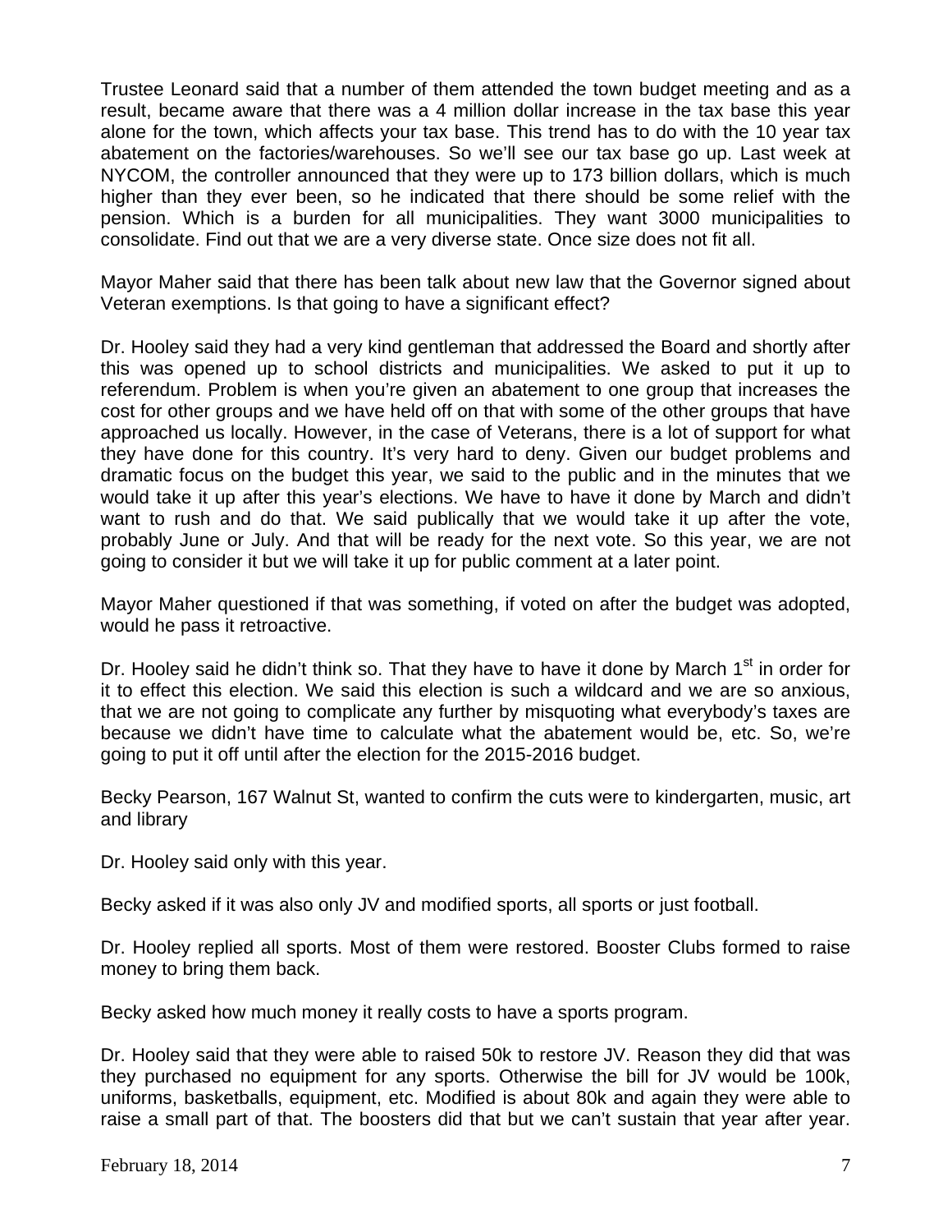Trustee Leonard said that a number of them attended the town budget meeting and as a result, became aware that there was a 4 million dollar increase in the tax base this year alone for the town, which affects your tax base. This trend has to do with the 10 year tax abatement on the factories/warehouses. So we'll see our tax base go up. Last week at NYCOM, the controller announced that they were up to 173 billion dollars, which is much higher than they ever been, so he indicated that there should be some relief with the pension. Which is a burden for all municipalities. They want 3000 municipalities to consolidate. Find out that we are a very diverse state. Once size does not fit all.

Mayor Maher said that there has been talk about new law that the Governor signed about Veteran exemptions. Is that going to have a significant effect?

Dr. Hooley said they had a very kind gentleman that addressed the Board and shortly after this was opened up to school districts and municipalities. We asked to put it up to referendum. Problem is when you're given an abatement to one group that increases the cost for other groups and we have held off on that with some of the other groups that have approached us locally. However, in the case of Veterans, there is a lot of support for what they have done for this country. It's very hard to deny. Given our budget problems and dramatic focus on the budget this year, we said to the public and in the minutes that we would take it up after this year's elections. We have to have it done by March and didn't want to rush and do that. We said publically that we would take it up after the vote, probably June or July. And that will be ready for the next vote. So this year, we are not going to consider it but we will take it up for public comment at a later point.

Mayor Maher questioned if that was something, if voted on after the budget was adopted, would he pass it retroactive.

Dr. Hooley said he didn't think so. That they have to have it done by March 1st in order for it to effect this election. We said this election is such a wildcard and we are so anxious, that we are not going to complicate any further by misquoting what everybody's taxes are because we didn't have time to calculate what the abatement would be, etc. So, we're going to put it off until after the election for the 2015-2016 budget.

Becky Pearson, 167 Walnut St, wanted to confirm the cuts were to kindergarten, music, art and library

Dr. Hooley said only with this year.

Becky asked if it was also only JV and modified sports, all sports or just football.

Dr. Hooley replied all sports. Most of them were restored. Booster Clubs formed to raise money to bring them back.

Becky asked how much money it really costs to have a sports program.

Dr. Hooley said that they were able to raised 50k to restore JV. Reason they did that was they purchased no equipment for any sports. Otherwise the bill for JV would be 100k, uniforms, basketballs, equipment, etc. Modified is about 80k and again they were able to raise a small part of that. The boosters did that but we can't sustain that year after year.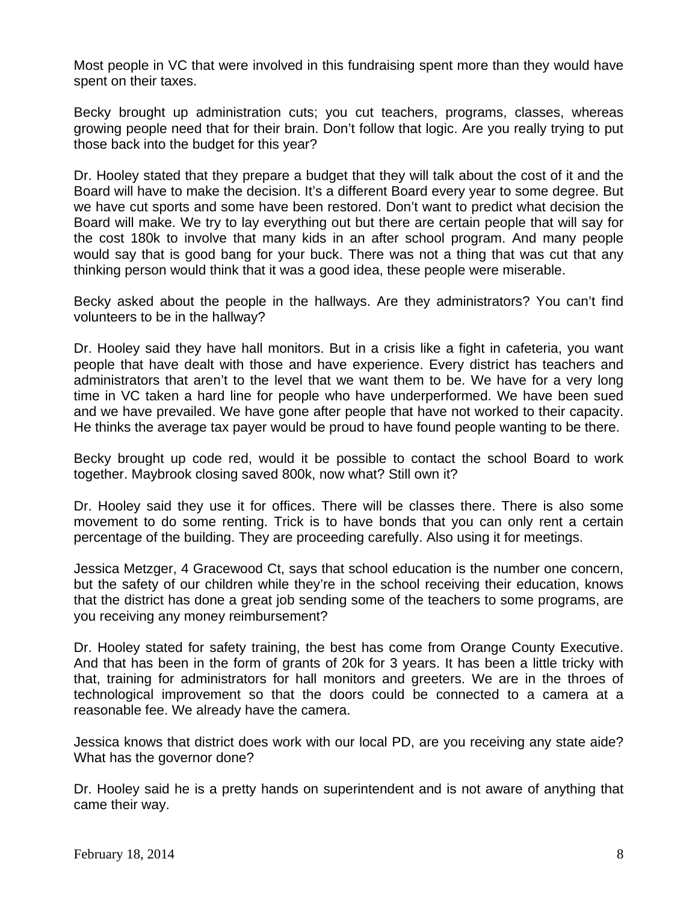Most people in VC that were involved in this fundraising spent more than they would have spent on their taxes.

Becky brought up administration cuts; you cut teachers, programs, classes, whereas growing people need that for their brain. Don't follow that logic. Are you really trying to put those back into the budget for this year?

Dr. Hooley stated that they prepare a budget that they will talk about the cost of it and the Board will have to make the decision. It's a different Board every year to some degree. But we have cut sports and some have been restored. Don't want to predict what decision the Board will make. We try to lay everything out but there are certain people that will say for the cost 180k to involve that many kids in an after school program. And many people would say that is good bang for your buck. There was not a thing that was cut that any thinking person would think that it was a good idea, these people were miserable.

Becky asked about the people in the hallways. Are they administrators? You can't find volunteers to be in the hallway?

Dr. Hooley said they have hall monitors. But in a crisis like a fight in cafeteria, you want people that have dealt with those and have experience. Every district has teachers and administrators that aren't to the level that we want them to be. We have for a very long time in VC taken a hard line for people who have underperformed. We have been sued and we have prevailed. We have gone after people that have not worked to their capacity. He thinks the average tax payer would be proud to have found people wanting to be there.

Becky brought up code red, would it be possible to contact the school Board to work together. Maybrook closing saved 800k, now what? Still own it?

Dr. Hooley said they use it for offices. There will be classes there. There is also some movement to do some renting. Trick is to have bonds that you can only rent a certain percentage of the building. They are proceeding carefully. Also using it for meetings.

Jessica Metzger, 4 Gracewood Ct, says that school education is the number one concern, but the safety of our children while they're in the school receiving their education, knows that the district has done a great job sending some of the teachers to some programs, are you receiving any money reimbursement?

Dr. Hooley stated for safety training, the best has come from Orange County Executive. And that has been in the form of grants of 20k for 3 years. It has been a little tricky with that, training for administrators for hall monitors and greeters. We are in the throes of technological improvement so that the doors could be connected to a camera at a reasonable fee. We already have the camera.

Jessica knows that district does work with our local PD, are you receiving any state aide? What has the governor done?

Dr. Hooley said he is a pretty hands on superintendent and is not aware of anything that came their way.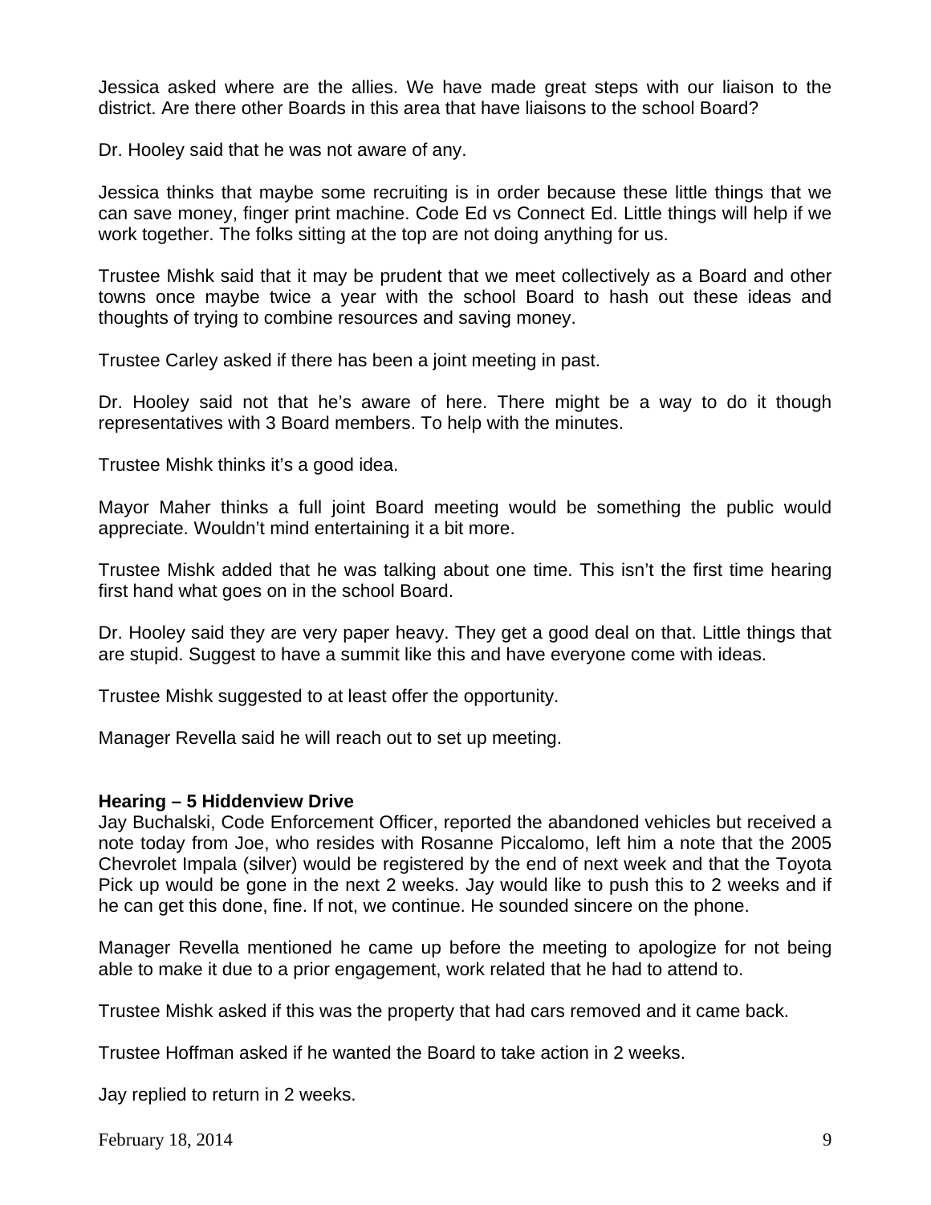Jessica asked where are the allies. We have made great steps with our liaison to the district. Are there other Boards in this area that have liaisons to the school Board?

Dr. Hooley said that he was not aware of any.

Jessica thinks that maybe some recruiting is in order because these little things that we can save money, finger print machine. Code Ed vs Connect Ed. Little things will help if we work together. The folks sitting at the top are not doing anything for us.

Trustee Mishk said that it may be prudent that we meet collectively as a Board and other towns once maybe twice a year with the school Board to hash out these ideas and thoughts of trying to combine resources and saving money.

Trustee Carley asked if there has been a joint meeting in past.

Dr. Hooley said not that he's aware of here. There might be a way to do it though representatives with 3 Board members. To help with the minutes.

Trustee Mishk thinks it's a good idea.

Mayor Maher thinks a full joint Board meeting would be something the public would appreciate. Wouldn't mind entertaining it a bit more.

Trustee Mishk added that he was talking about one time. This isn't the first time hearing first hand what goes on in the school Board.

Dr. Hooley said they are very paper heavy. They get a good deal on that. Little things that are stupid. Suggest to have a summit like this and have everyone come with ideas.

Trustee Mishk suggested to at least offer the opportunity.

Manager Revella said he will reach out to set up meeting.

**Hearing – 5 Hiddenview Drive**

Jay Buchalski, Code Enforcement Officer, reported the abandoned vehicles but received a note today from Joe, who resides with Rosanne Piccalomo, left him a note that the 2005 Chevrolet Impala (silver) would be registered by the end of next week and that the Toyota Pick up would be gone in the next 2 weeks. Jay would like to push this to 2 weeks and if he can get this done, fine. If not, we continue. He sounded sincere on the phone.

Manager Revella mentioned he came up before the meeting to apologize for not being able to make it due to a prior engagement, work related that he had to attend to.

Trustee Mishk asked if this was the property that had cars removed and it came back.

Trustee Hoffman asked if he wanted the Board to take action in 2 weeks.

Jay replied to return in 2 weeks.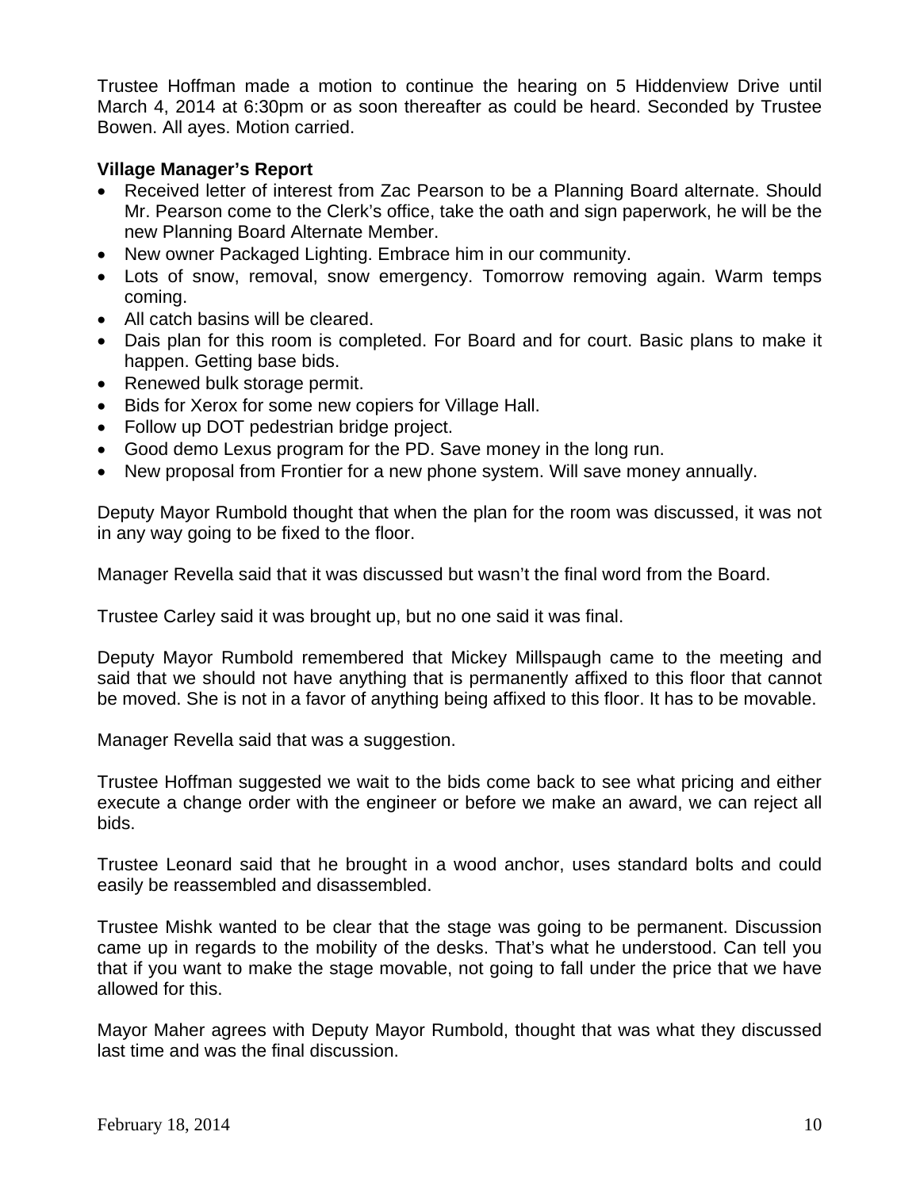Trustee Hoffman made a motion to continue the hearing on 5 Hiddenview Drive until March 4, 2014 at 6:30pm or as soon thereafter as could be heard. Seconded by Trustee Bowen. All ayes. Motion carried.

**Village Manager's Report**

- Received letter of interest from Zac Pearson to be a Planning Board alternate. Should Mr. Pearson come to the Clerk's office, take the oath and sign paperwork, he will be the new Planning Board Alternate Member.
- New owner Packaged Lighting. Embrace him in our community.
- Lots of snow, removal, snow emergency. Tomorrow removing again. Warm temps coming.
- All catch basins will be cleared.
- Dais plan for this room is completed. For Board and for court. Basic plans to make it happen. Getting base bids.
- Renewed bulk storage permit.
- Bids for Xerox for some new copiers for Village Hall.
- Follow up DOT pedestrian bridge project.
- Good demo Lexus program for the PD. Save money in the long run.
- New proposal from Frontier for a new phone system. Will save money annually.

Deputy Mayor Rumbold thought that when the plan for the room was discussed, it was not in any way going to be fixed to the floor.

Manager Revella said that it was discussed but wasn't the final word from the Board.

Trustee Carley said it was brought up, but no one said it was final.

Deputy Mayor Rumbold remembered that Mickey Millspaugh came to the meeting and said that we should not have anything that is permanently affixed to this floor that cannot be moved. She is not in a favor of anything being affixed to this floor. It has to be movable.

Manager Revella said that was a suggestion.

Trustee Hoffman suggested we wait to the bids come back to see what pricing and either execute a change order with the engineer or before we make an award, we can reject all bids.

Trustee Leonard said that he brought in a wood anchor, uses standard bolts and could easily be reassembled and disassembled.

Trustee Mishk wanted to be clear that the stage was going to be permanent. Discussion came up in regards to the mobility of the desks. That's what he understood. Can tell you that if you want to make the stage movable, not going to fall under the price that we have allowed for this.

Mayor Maher agrees with Deputy Mayor Rumbold, thought that was what they discussed last time and was the final discussion.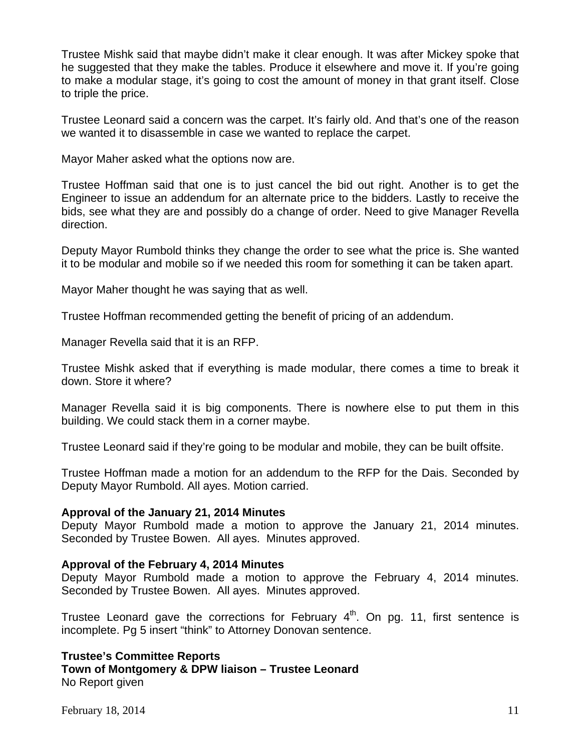Trustee Mishk said that maybe didn't make it clear enough. It was after Mickey spoke that he suggested that they make the tables. Produce it elsewhere and move it. If you're going to make a modular stage, it's going to cost the amount of money in that grant itself. Close to triple the price.

Trustee Leonard said a concern was the carpet. It's fairly old. And that's one of the reason we wanted it to disassemble in case we wanted to replace the carpet.

Mayor Maher asked what the options now are.

Trustee Hoffman said that one is to just cancel the bid out right. Another is to get the Engineer to issue an addendum for an alternate price to the bidders. Lastly to receive the bids, see what they are and possibly do a change of order. Need to give Manager Revella direction.

Deputy Mayor Rumbold thinks they change the order to see what the price is. She wanted it to be modular and mobile so if we needed this room for something it can be taken apart.

Mayor Maher thought he was saying that as well.

Trustee Hoffman recommended getting the benefit of pricing of an addendum.

Manager Revella said that it is an RFP.

Trustee Mishk asked that if everything is made modular, there comes a time to break it down. Store it where?

Manager Revella said it is big components. There is nowhere else to put them in this building. We could stack them in a corner maybe.

Trustee Leonard said if they're going to be modular and mobile, they can be built offsite.

Trustee Hoffman made a motion for an addendum to the RFP for the Dais. Seconded by Deputy Mayor Rumbold. All ayes. Motion carried.

**Approval of the January 21, 2014 Minutes**
Deputy Mayor Rumbold made a motion to approve the January 21, 2014 minutes. Seconded by Trustee Bowen. All ayes. Minutes approved.

**Approval of the February 4, 2014 Minutes**
Deputy Mayor Rumbold made a motion to approve the February 4, 2014 minutes. Seconded by Trustee Bowen. All ayes. Minutes approved.

Trustee Leonard gave the corrections for February 4th. On pg. 11, first sentence is incomplete. Pg 5 insert "think" to Attorney Donovan sentence.

**Trustee's Committee Reports**
**Town of Montgomery & DPW liaison – Trustee Leonard**
No Report given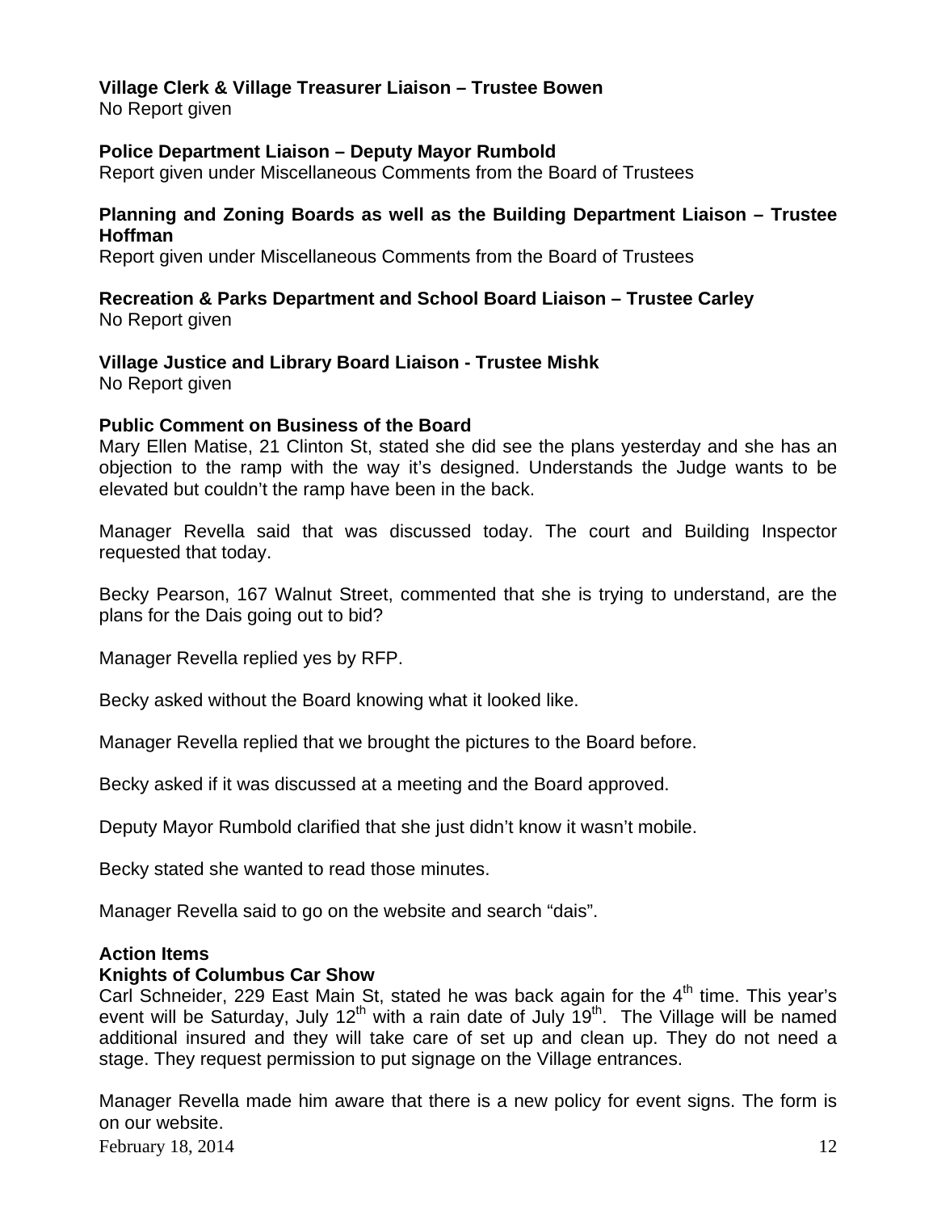**Village Clerk & Village Treasurer Liaison – Trustee Bowen**
No Report given

**Police Department Liaison – Deputy Mayor Rumbold**
Report given under Miscellaneous Comments from the Board of Trustees

**Planning and Zoning Boards as well as the Building Department Liaison – Trustee Hoffman**
Report given under Miscellaneous Comments from the Board of Trustees

**Recreation & Parks Department and School Board Liaison – Trustee Carley**
No Report given

**Village Justice and Library Board Liaison - Trustee Mishk**
No Report given

**Public Comment on Business of the Board**
Mary Ellen Matise, 21 Clinton St, stated she did see the plans yesterday and she has an objection to the ramp with the way it's designed. Understands the Judge wants to be elevated but couldn't the ramp have been in the back.

Manager Revella said that was discussed today. The court and Building Inspector requested that today.

Becky Pearson, 167 Walnut Street, commented that she is trying to understand, are the plans for the Dais going out to bid?

Manager Revella replied yes by RFP.

Becky asked without the Board knowing what it looked like.

Manager Revella replied that we brought the pictures to the Board before.

Becky asked if it was discussed at a meeting and the Board approved.

Deputy Mayor Rumbold clarified that she just didn't know it wasn't mobile.

Becky stated she wanted to read those minutes.

Manager Revella said to go on the website and search "dais".

**Action Items**
**Knights of Columbus Car Show**
Carl Schneider, 229 East Main St, stated he was back again for the 4th time. This year's event will be Saturday, July 12th with a rain date of July 19th. The Village will be named additional insured and they will take care of set up and clean up. They do not need a stage. They request permission to put signage on the Village entrances.

Manager Revella made him aware that there is a new policy for event signs. The form is on our website.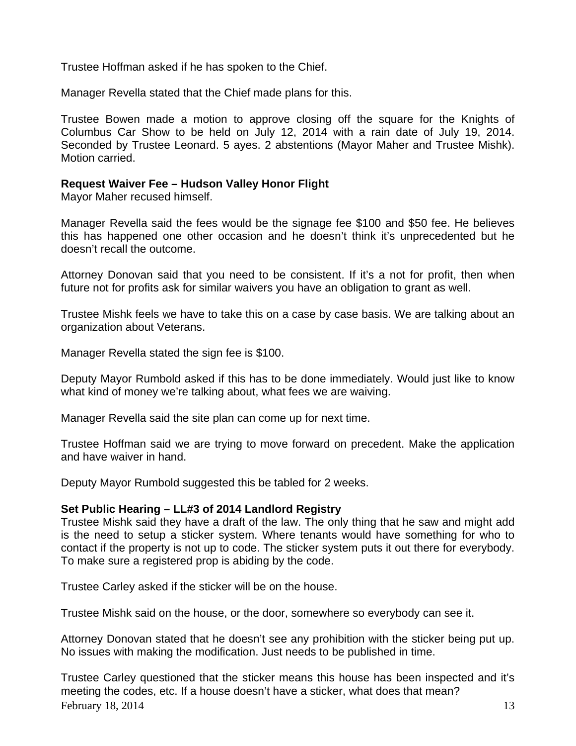Trustee Hoffman asked if he has spoken to the Chief.

Manager Revella stated that the Chief made plans for this.

Trustee Bowen made a motion to approve closing off the square for the Knights of Columbus Car Show to be held on July 12, 2014 with a rain date of July 19, 2014. Seconded by Trustee Leonard. 5 ayes. 2 abstentions (Mayor Maher and Trustee Mishk). Motion carried.

**Request Waiver Fee – Hudson Valley Honor Flight**
Mayor Maher recused himself.

Manager Revella said the fees would be the signage fee $100 and $50 fee. He believes this has happened one other occasion and he doesn't think it's unprecedented but he doesn't recall the outcome.

Attorney Donovan said that you need to be consistent. If it's a not for profit, then when future not for profits ask for similar waivers you have an obligation to grant as well.

Trustee Mishk feels we have to take this on a case by case basis. We are talking about an organization about Veterans.

Manager Revella stated the sign fee is $100.

Deputy Mayor Rumbold asked if this has to be done immediately. Would just like to know what kind of money we're talking about, what fees we are waiving.

Manager Revella said the site plan can come up for next time.

Trustee Hoffman said we are trying to move forward on precedent. Make the application and have waiver in hand.

Deputy Mayor Rumbold suggested this be tabled for 2 weeks.

**Set Public Hearing – LL#3 of 2014 Landlord Registry**
Trustee Mishk said they have a draft of the law. The only thing that he saw and might add is the need to setup a sticker system. Where tenants would have something for who to contact if the property is not up to code. The sticker system puts it out there for everybody. To make sure a registered prop is abiding by the code.

Trustee Carley asked if the sticker will be on the house.

Trustee Mishk said on the house, or the door, somewhere so everybody can see it.

Attorney Donovan stated that he doesn't see any prohibition with the sticker being put up. No issues with making the modification. Just needs to be published in time.

Trustee Carley questioned that the sticker means this house has been inspected and it's meeting the codes, etc. If a house doesn't have a sticker, what does that mean?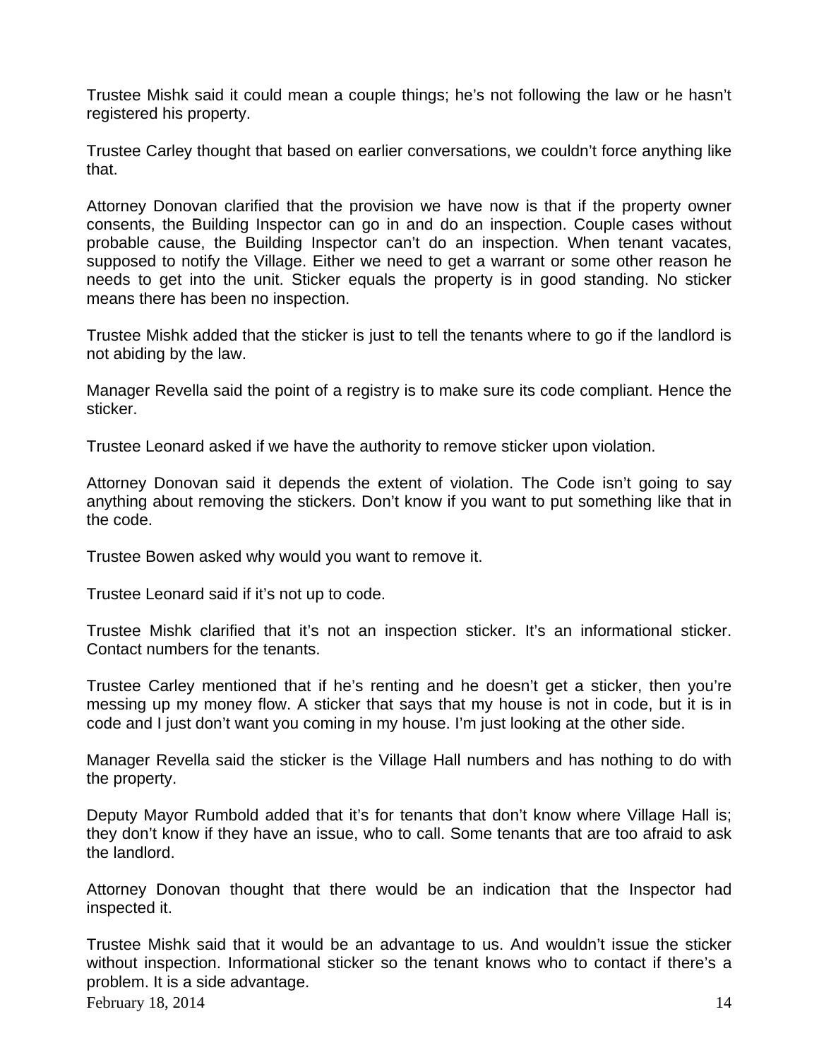Trustee Mishk said it could mean a couple things; he's not following the law or he hasn't registered his property.

Trustee Carley thought that based on earlier conversations, we couldn't force anything like that.

Attorney Donovan clarified that the provision we have now is that if the property owner consents, the Building Inspector can go in and do an inspection. Couple cases without probable cause, the Building Inspector can't do an inspection. When tenant vacates, supposed to notify the Village. Either we need to get a warrant or some other reason he needs to get into the unit. Sticker equals the property is in good standing. No sticker means there has been no inspection.

Trustee Mishk added that the sticker is just to tell the tenants where to go if the landlord is not abiding by the law.

Manager Revella said the point of a registry is to make sure its code compliant. Hence the sticker.

Trustee Leonard asked if we have the authority to remove sticker upon violation.

Attorney Donovan said it depends the extent of violation. The Code isn't going to say anything about removing the stickers. Don't know if you want to put something like that in the code.

Trustee Bowen asked why would you want to remove it.

Trustee Leonard said if it's not up to code.

Trustee Mishk clarified that it's not an inspection sticker. It's an informational sticker. Contact numbers for the tenants.

Trustee Carley mentioned that if he's renting and he doesn't get a sticker, then you're messing up my money flow. A sticker that says that my house is not in code, but it is in code and I just don't want you coming in my house. I'm just looking at the other side.

Manager Revella said the sticker is the Village Hall numbers and has nothing to do with the property.

Deputy Mayor Rumbold added that it's for tenants that don't know where Village Hall is; they don't know if they have an issue, who to call. Some tenants that are too afraid to ask the landlord.

Attorney Donovan thought that there would be an indication that the Inspector had inspected it.

Trustee Mishk said that it would be an advantage to us. And wouldn't issue the sticker without inspection. Informational sticker so the tenant knows who to contact if there's a problem. It is a side advantage.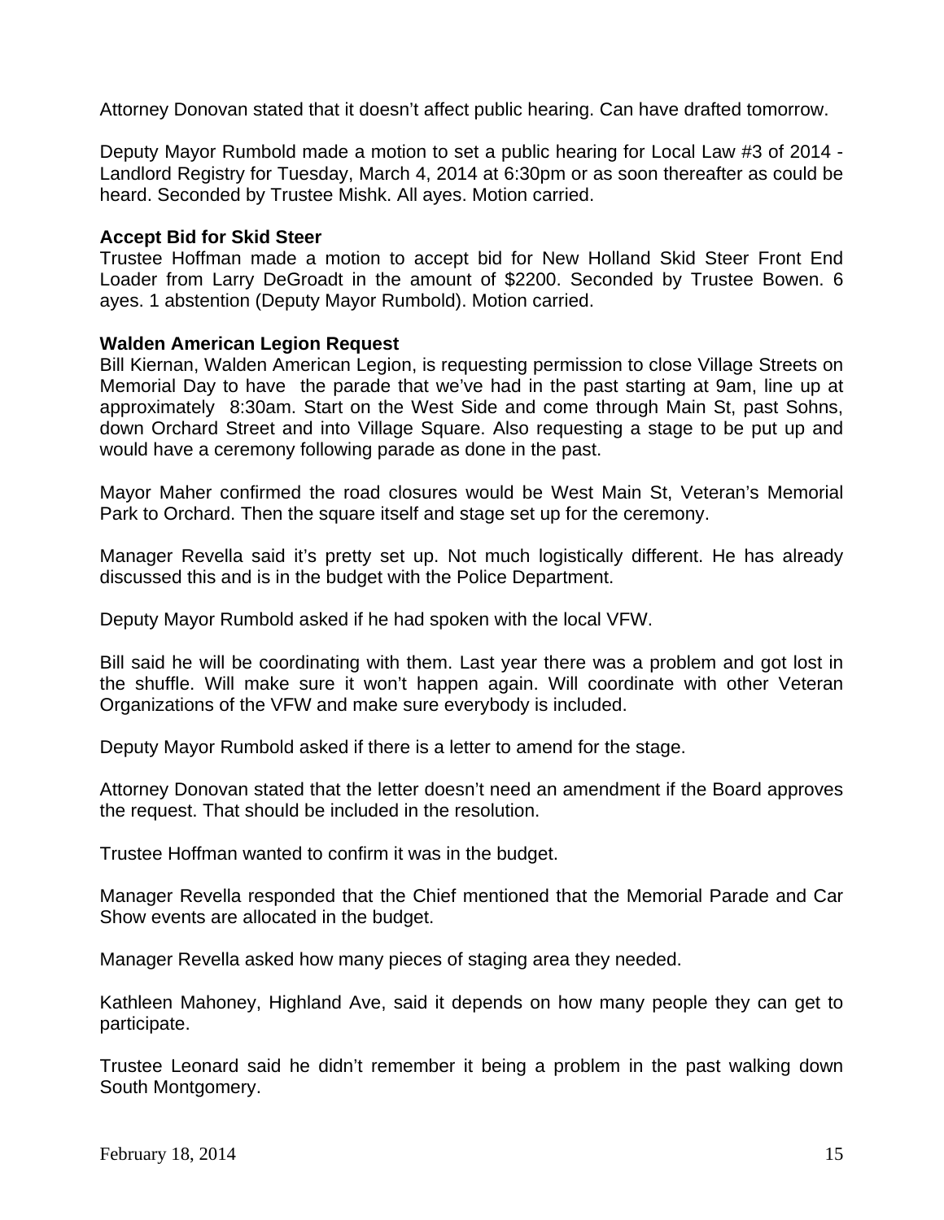Attorney Donovan stated that it doesn't affect public hearing. Can have drafted tomorrow.

Deputy Mayor Rumbold made a motion to set a public hearing for Local Law #3 of 2014 - Landlord Registry for Tuesday, March 4, 2014 at 6:30pm or as soon thereafter as could be heard. Seconded by Trustee Mishk. All ayes. Motion carried.

**Accept Bid for Skid Steer**

Trustee Hoffman made a motion to accept bid for New Holland Skid Steer Front End Loader from Larry DeGroadt in the amount of $2200. Seconded by Trustee Bowen. 6 ayes. 1 abstention (Deputy Mayor Rumbold). Motion carried.

**Walden American Legion Request**

Bill Kiernan, Walden American Legion, is requesting permission to close Village Streets on Memorial Day to have the parade that we've had in the past starting at 9am, line up at approximately 8:30am. Start on the West Side and come through Main St, past Sohns, down Orchard Street and into Village Square. Also requesting a stage to be put up and would have a ceremony following parade as done in the past.

Mayor Maher confirmed the road closures would be West Main St, Veteran's Memorial Park to Orchard. Then the square itself and stage set up for the ceremony.

Manager Revella said it's pretty set up. Not much logistically different. He has already discussed this and is in the budget with the Police Department.

Deputy Mayor Rumbold asked if he had spoken with the local VFW.

Bill said he will be coordinating with them. Last year there was a problem and got lost in the shuffle. Will make sure it won't happen again. Will coordinate with other Veteran Organizations of the VFW and make sure everybody is included.

Deputy Mayor Rumbold asked if there is a letter to amend for the stage.

Attorney Donovan stated that the letter doesn't need an amendment if the Board approves the request. That should be included in the resolution.

Trustee Hoffman wanted to confirm it was in the budget.

Manager Revella responded that the Chief mentioned that the Memorial Parade and Car Show events are allocated in the budget.

Manager Revella asked how many pieces of staging area they needed.

Kathleen Mahoney, Highland Ave, said it depends on how many people they can get to participate.

Trustee Leonard said he didn't remember it being a problem in the past walking down South Montgomery.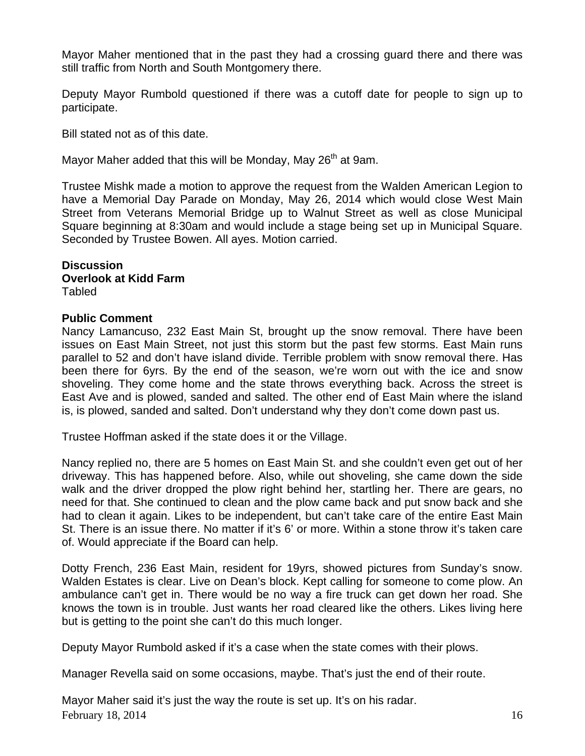Mayor Maher mentioned that in the past they had a crossing guard there and there was still traffic from North and South Montgomery there.

Deputy Mayor Rumbold questioned if there was a cutoff date for people to sign up to participate.

Bill stated not as of this date.

Mayor Maher added that this will be Monday, May 26th at 9am.

Trustee Mishk made a motion to approve the request from the Walden American Legion to have a Memorial Day Parade on Monday, May 26, 2014 which would close West Main Street from Veterans Memorial Bridge up to Walnut Street as well as close Municipal Square beginning at 8:30am and would include a stage being set up in Municipal Square. Seconded by Trustee Bowen. All ayes. Motion carried.

**Discussion**
**Overlook at Kidd Farm**
Tabled

**Public Comment**
Nancy Lamancuso, 232 East Main St, brought up the snow removal. There have been issues on East Main Street, not just this storm but the past few storms. East Main runs parallel to 52 and don't have island divide. Terrible problem with snow removal there. Has been there for 6yrs. By the end of the season, we're worn out with the ice and snow shoveling. They come home and the state throws everything back. Across the street is East Ave and is plowed, sanded and salted. The other end of East Main where the island is, is plowed, sanded and salted. Don't understand why they don't come down past us.

Trustee Hoffman asked if the state does it or the Village.

Nancy replied no, there are 5 homes on East Main St. and she couldn't even get out of her driveway. This has happened before. Also, while out shoveling, she came down the side walk and the driver dropped the plow right behind her, startling her. There are gears, no need for that. She continued to clean and the plow came back and put snow back and she had to clean it again. Likes to be independent, but can't take care of the entire East Main St. There is an issue there. No matter if it's 6' or more. Within a stone throw it's taken care of. Would appreciate if the Board can help.

Dotty French, 236 East Main, resident for 19yrs, showed pictures from Sunday's snow. Walden Estates is clear. Live on Dean's block. Kept calling for someone to come plow. An ambulance can't get in. There would be no way a fire truck can get down her road. She knows the town is in trouble. Just wants her road cleared like the others. Likes living here but is getting to the point she can't do this much longer.

Deputy Mayor Rumbold asked if it's a case when the state comes with their plows.

Manager Revella said on some occasions, maybe. That's just the end of their route.

Mayor Maher said it's just the way the route is set up. It's on his radar.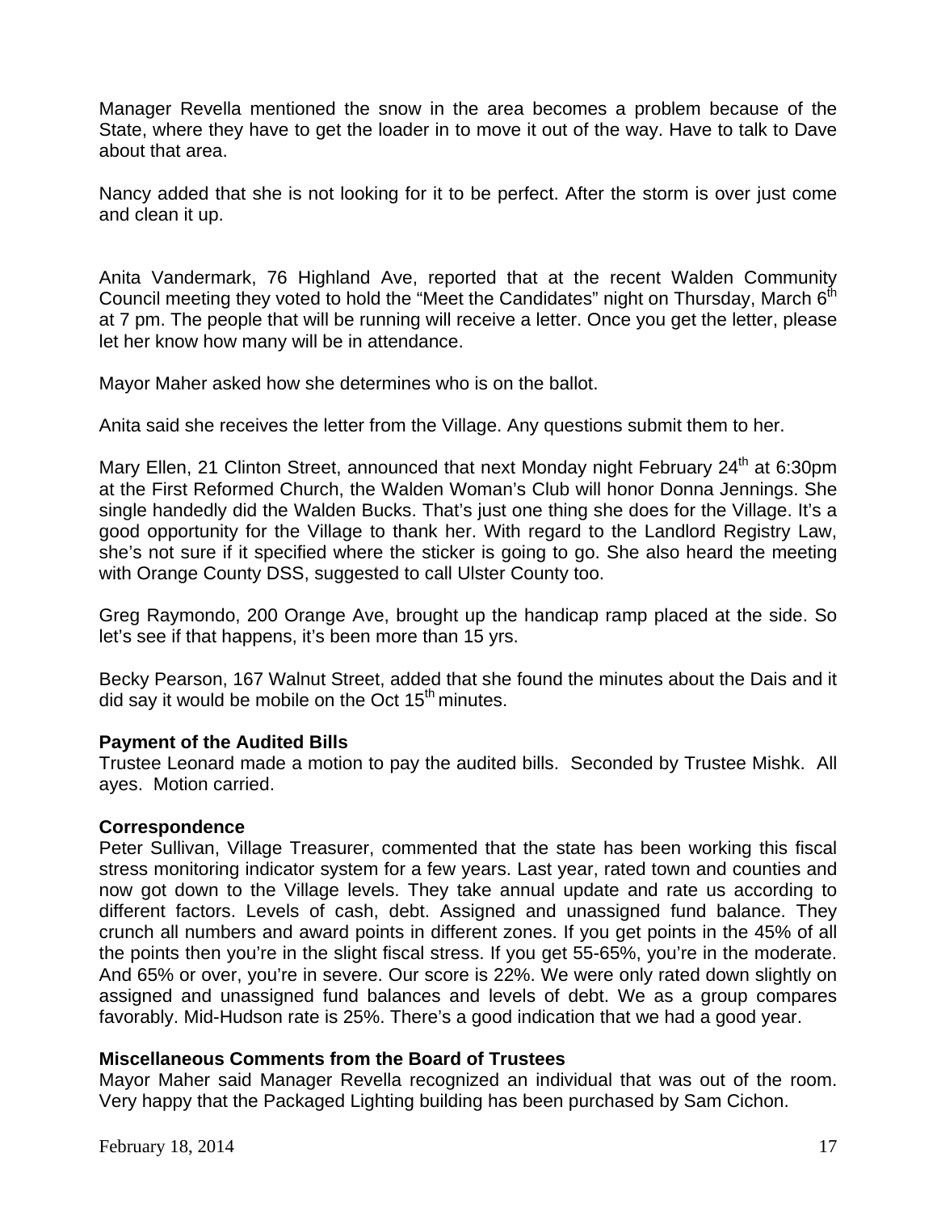Manager Revella mentioned the snow in the area becomes a problem because of the State, where they have to get the loader in to move it out of the way. Have to talk to Dave about that area.

Nancy added that she is not looking for it to be perfect. After the storm is over just come and clean it up.

Anita Vandermark, 76 Highland Ave, reported that at the recent Walden Community Council meeting they voted to hold the "Meet the Candidates" night on Thursday, March 6th at 7 pm. The people that will be running will receive a letter. Once you get the letter, please let her know how many will be in attendance.

Mayor Maher asked how she determines who is on the ballot.

Anita said she receives the letter from the Village. Any questions submit them to her.

Mary Ellen, 21 Clinton Street, announced that next Monday night February 24th at 6:30pm at the First Reformed Church, the Walden Woman's Club will honor Donna Jennings. She single handedly did the Walden Bucks. That's just one thing she does for the Village. It's a good opportunity for the Village to thank her. With regard to the Landlord Registry Law, she's not sure if it specified where the sticker is going to go. She also heard the meeting with Orange County DSS, suggested to call Ulster County too.

Greg Raymondo, 200 Orange Ave, brought up the handicap ramp placed at the side. So let's see if that happens, it's been more than 15 yrs.

Becky Pearson, 167 Walnut Street, added that she found the minutes about the Dais and it did say it would be mobile on the Oct 15th minutes.

**Payment of the Audited Bills**
Trustee Leonard made a motion to pay the audited bills. Seconded by Trustee Mishk. All ayes. Motion carried.

**Correspondence**
Peter Sullivan, Village Treasurer, commented that the state has been working this fiscal stress monitoring indicator system for a few years. Last year, rated town and counties and now got down to the Village levels. They take annual update and rate us according to different factors. Levels of cash, debt. Assigned and unassigned fund balance. They crunch all numbers and award points in different zones. If you get points in the 45% of all the points then you're in the slight fiscal stress. If you get 55-65%, you're in the moderate. And 65% or over, you're in severe. Our score is 22%. We were only rated down slightly on assigned and unassigned fund balances and levels of debt. We as a group compares favorably. Mid-Hudson rate is 25%. There's a good indication that we had a good year.

**Miscellaneous Comments from the Board of Trustees**
Mayor Maher said Manager Revella recognized an individual that was out of the room. Very happy that the Packaged Lighting building has been purchased by Sam Cichon.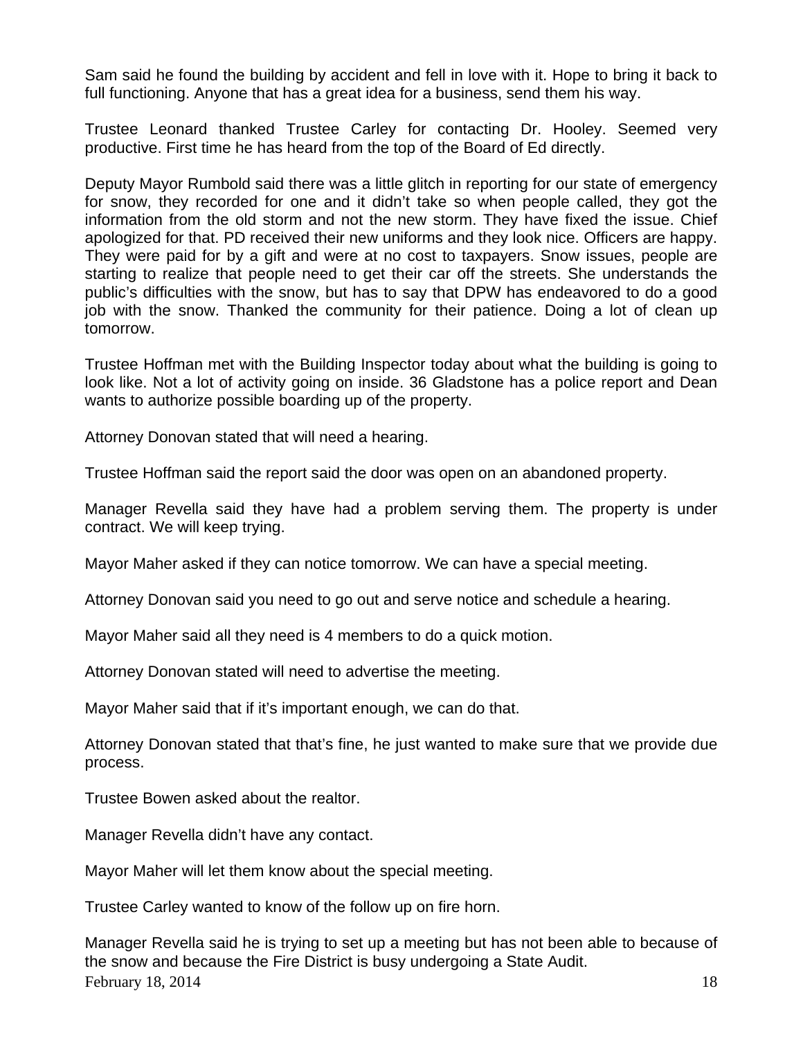Sam said he found the building by accident and fell in love with it. Hope to bring it back to full functioning. Anyone that has a great idea for a business, send them his way.

Trustee Leonard thanked Trustee Carley for contacting Dr. Hooley. Seemed very productive. First time he has heard from the top of the Board of Ed directly.

Deputy Mayor Rumbold said there was a little glitch in reporting for our state of emergency for snow, they recorded for one and it didn't take so when people called, they got the information from the old storm and not the new storm. They have fixed the issue. Chief apologized for that. PD received their new uniforms and they look nice. Officers are happy. They were paid for by a gift and were at no cost to taxpayers. Snow issues, people are starting to realize that people need to get their car off the streets. She understands the public's difficulties with the snow, but has to say that DPW has endeavored to do a good job with the snow. Thanked the community for their patience. Doing a lot of clean up tomorrow.

Trustee Hoffman met with the Building Inspector today about what the building is going to look like. Not a lot of activity going on inside. 36 Gladstone has a police report and Dean wants to authorize possible boarding up of the property.

Attorney Donovan stated that will need a hearing.

Trustee Hoffman said the report said the door was open on an abandoned property.

Manager Revella said they have had a problem serving them. The property is under contract. We will keep trying.

Mayor Maher asked if they can notice tomorrow. We can have a special meeting.

Attorney Donovan said you need to go out and serve notice and schedule a hearing.

Mayor Maher said all they need is 4 members to do a quick motion.

Attorney Donovan stated will need to advertise the meeting.

Mayor Maher said that if it's important enough, we can do that.

Attorney Donovan stated that that's fine, he just wanted to make sure that we provide due process.

Trustee Bowen asked about the realtor.

Manager Revella didn't have any contact.

Mayor Maher will let them know about the special meeting.

Trustee Carley wanted to know of the follow up on fire horn.

Manager Revella said he is trying to set up a meeting but has not been able to because of the snow and because the Fire District is busy undergoing a State Audit.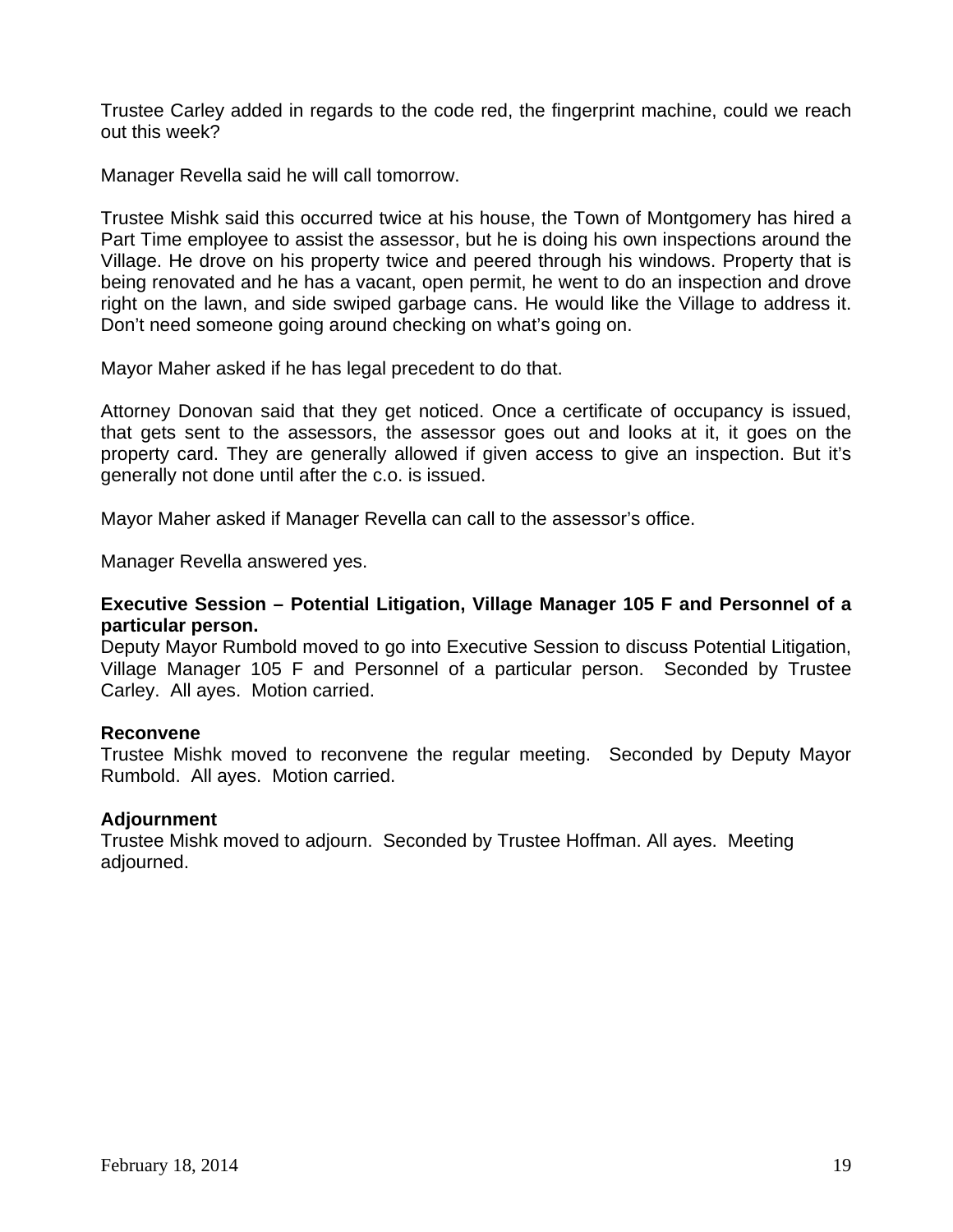Trustee Carley added in regards to the code red, the fingerprint machine, could we reach out this week?

Manager Revella said he will call tomorrow.

Trustee Mishk said this occurred twice at his house, the Town of Montgomery has hired a Part Time employee to assist the assessor, but he is doing his own inspections around the Village. He drove on his property twice and peered through his windows. Property that is being renovated and he has a vacant, open permit, he went to do an inspection and drove right on the lawn, and side swiped garbage cans. He would like the Village to address it. Don't need someone going around checking on what's going on.

Mayor Maher asked if he has legal precedent to do that.

Attorney Donovan said that they get noticed. Once a certificate of occupancy is issued, that gets sent to the assessors, the assessor goes out and looks at it, it goes on the property card. They are generally allowed if given access to give an inspection. But it's generally not done until after the c.o. is issued.

Mayor Maher asked if Manager Revella can call to the assessor's office.

Manager Revella answered yes.

**Executive Session – Potential Litigation, Village Manager 105 F and Personnel of a particular person.**

Deputy Mayor Rumbold moved to go into Executive Session to discuss Potential Litigation, Village Manager 105 F and Personnel of a particular person. Seconded by Trustee Carley. All ayes. Motion carried.

**Reconvene**

Trustee Mishk moved to reconvene the regular meeting. Seconded by Deputy Mayor Rumbold. All ayes. Motion carried.

**Adjournment**

Trustee Mishk moved to adjourn. Seconded by Trustee Hoffman. All ayes. Meeting adjourned.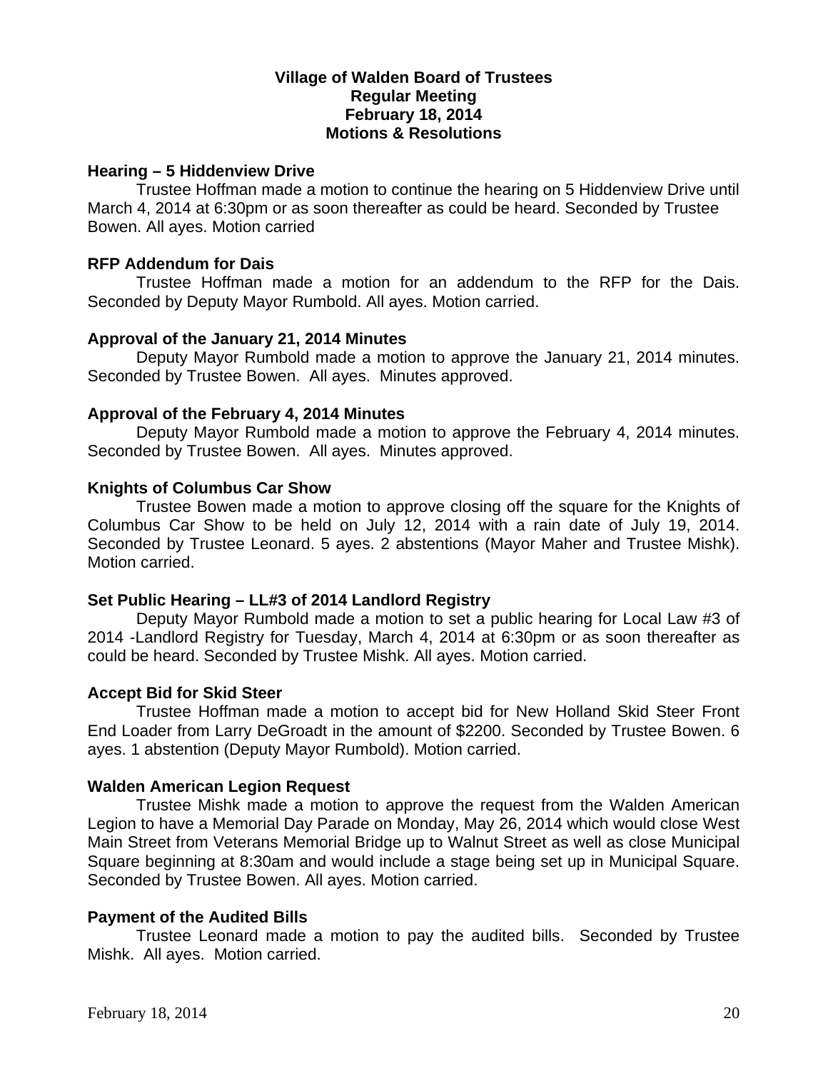# Village of Walden Board of Trustees
## Regular Meeting
## February 18, 2014
## Motions & Resolutions

**Hearing – 5 Hiddenview Drive**

Trustee Hoffman made a motion to continue the hearing on 5 Hiddenview Drive until March 4, 2014 at 6:30pm or as soon thereafter as could be heard. Seconded by Trustee Bowen. All ayes. Motion carried

**RFP Addendum for Dais**

Trustee Hoffman made a motion for an addendum to the RFP for the Dais. Seconded by Deputy Mayor Rumbold. All ayes. Motion carried.

**Approval of the January 21, 2014 Minutes**

Deputy Mayor Rumbold made a motion to approve the January 21, 2014 minutes. Seconded by Trustee Bowen. All ayes. Minutes approved.

**Approval of the February 4, 2014 Minutes**

Deputy Mayor Rumbold made a motion to approve the February 4, 2014 minutes. Seconded by Trustee Bowen. All ayes. Minutes approved.

**Knights of Columbus Car Show**

Trustee Bowen made a motion to approve closing off the square for the Knights of Columbus Car Show to be held on July 12, 2014 with a rain date of July 19, 2014. Seconded by Trustee Leonard. 5 ayes. 2 abstentions (Mayor Maher and Trustee Mishk). Motion carried.

**Set Public Hearing – LL#3 of 2014 Landlord Registry**

Deputy Mayor Rumbold made a motion to set a public hearing for Local Law #3 of 2014 -Landlord Registry for Tuesday, March 4, 2014 at 6:30pm or as soon thereafter as could be heard. Seconded by Trustee Mishk. All ayes. Motion carried.

**Accept Bid for Skid Steer**

Trustee Hoffman made a motion to accept bid for New Holland Skid Steer Front End Loader from Larry DeGroadt in the amount of $2200. Seconded by Trustee Bowen. 6 ayes. 1 abstention (Deputy Mayor Rumbold). Motion carried.

**Walden American Legion Request**

Trustee Mishk made a motion to approve the request from the Walden American Legion to have a Memorial Day Parade on Monday, May 26, 2014 which would close West Main Street from Veterans Memorial Bridge up to Walnut Street as well as close Municipal Square beginning at 8:30am and would include a stage being set up in Municipal Square. Seconded by Trustee Bowen. All ayes. Motion carried.

**Payment of the Audited Bills**

Trustee Leonard made a motion to pay the audited bills. Seconded by Trustee Mishk. All ayes. Motion carried.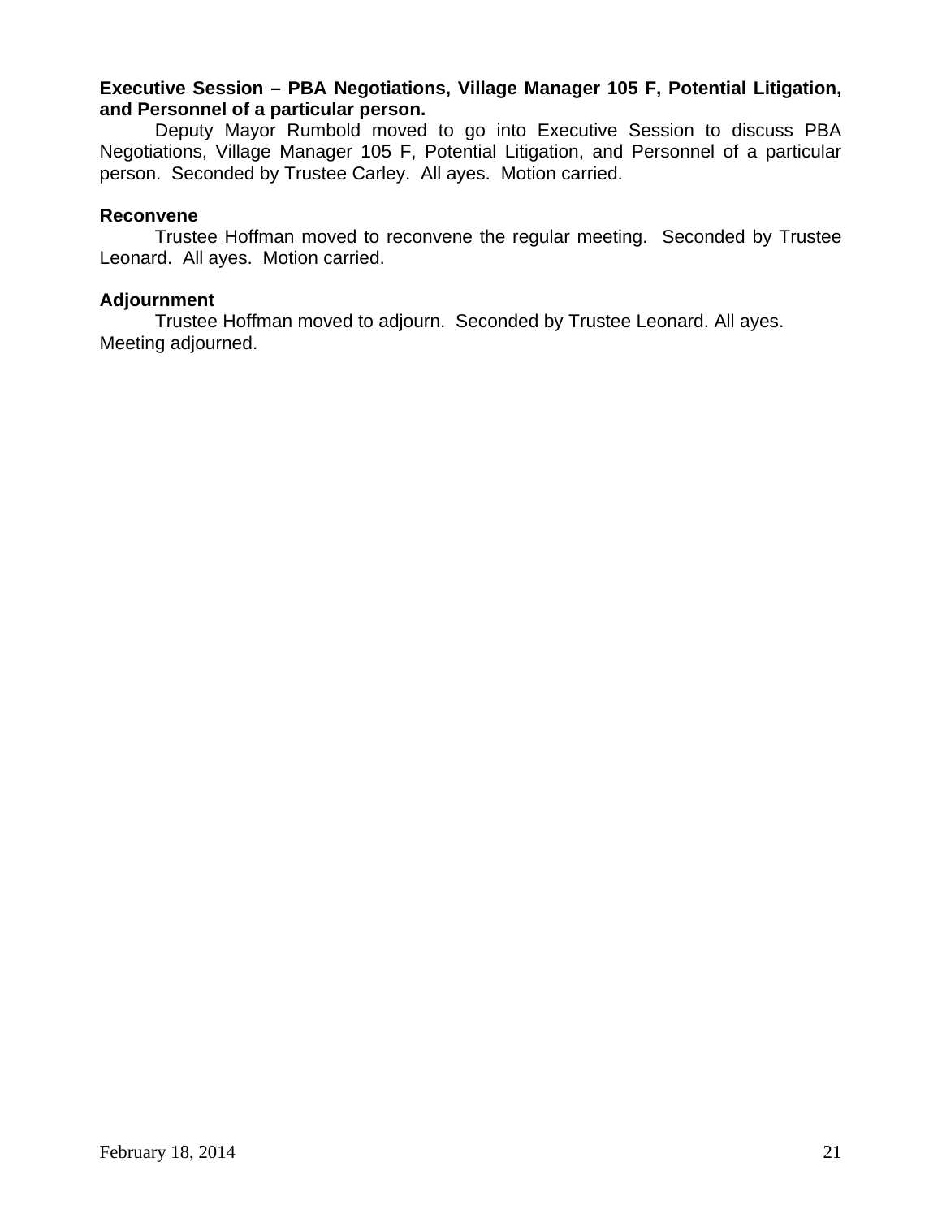**Executive Session – PBA Negotiations, Village Manager 105 F, Potential Litigation, and Personnel of a particular person.**

Deputy Mayor Rumbold moved to go into Executive Session to discuss PBA Negotiations, Village Manager 105 F, Potential Litigation, and Personnel of a particular person. Seconded by Trustee Carley. All ayes. Motion carried.

**Reconvene**

Trustee Hoffman moved to reconvene the regular meeting. Seconded by Trustee Leonard. All ayes. Motion carried.

**Adjournment**

Trustee Hoffman moved to adjourn. Seconded by Trustee Leonard. All ayes. Meeting adjourned.